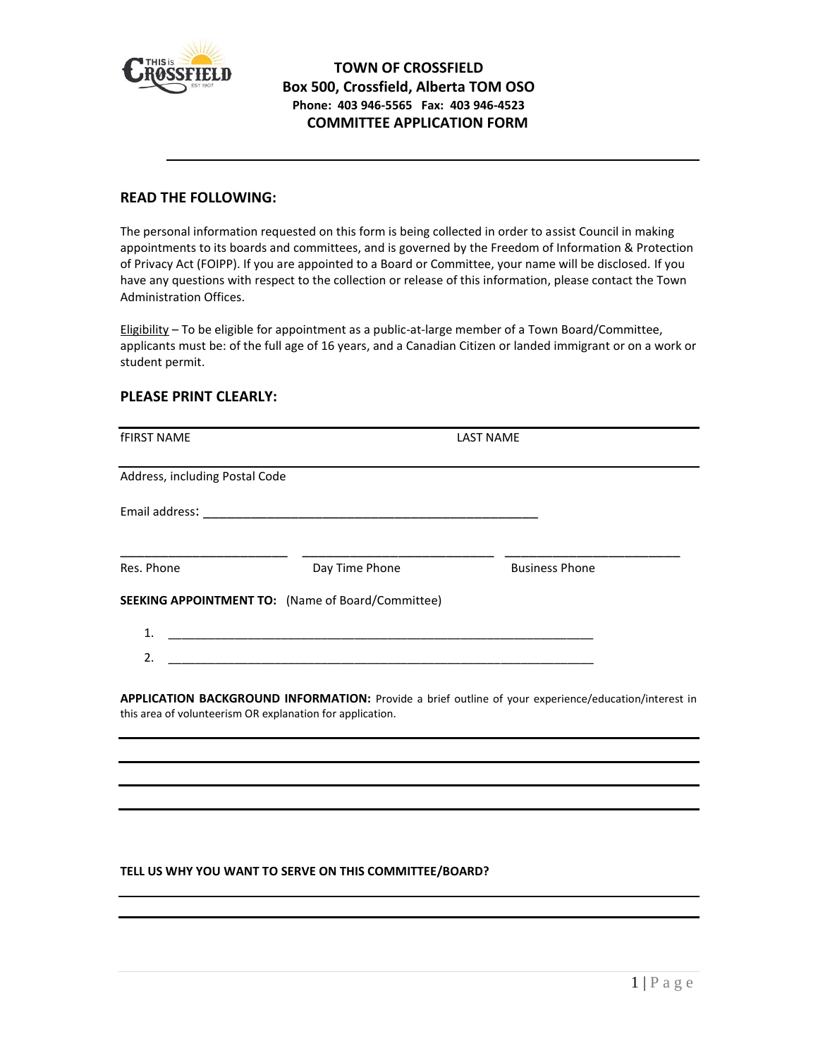# TOWN OF CROSSFIELD

**Box 500, Crossfield, Alberta TOM OSO**

**Phone: 403 946-5565 Fax: 403 946-4523**

**COMMITTEE APPLICATION FORM**

## READ THE FOLLOWING:

The personal information requested on this form is being collected in order to assist Council in making appointments to its boards and committees, and is governed by the Freedom of Information & Protection of Privacy Act (FOIPP). If you are appointed to a Board or Committee, your name will be disclosed. If you have any questions with respect to the collection or release of this information, please contact the Town Administration Offices.

Eligibility – To be eligible for appointment as a public-at-large member of a Town Board/Committee, applicants must be: of the full age of 16 years, and a Canadian Citizen or landed immigrant or on a work or student permit.

## PLEASE PRINT CLEARLY:

fFIRST NAME LAST NAME

Address, including Postal Code

Email address: ______________________________________________

________________________ ____________________________ __________________________

Res. Phone Day Time Phone Business Phone

**SEEKING APPOINTMENT TO:** (Name of Board/Committee)

1. ______________________________________________________________
2. ______________________________________________________________

**APPLICATION BACKGROUND INFORMATION:** Provide a brief outline of your experience/education/interest in this area of volunteerism OR explanation for application.

**TELL US WHY YOU WANT TO SERVE ON THIS COMMITTEE/BOARD?**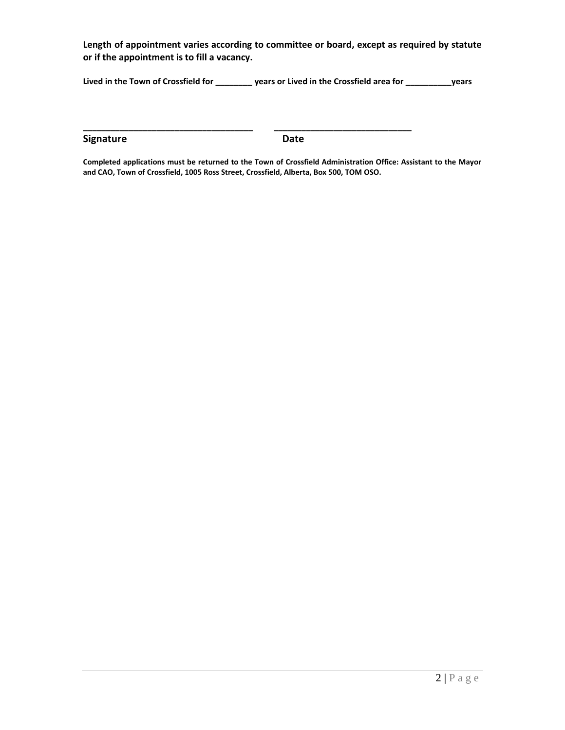**Length of appointment varies according to committee or board, except as required by statute or if the appointment is to fill a vacancy.**

**Lived in the Town of Crossfield for ________ years or Lived in the Crossfield area for __________years**

**___________________________________ ____________________________**

**Signature Date**

**Completed applications must be returned to the Town of Crossfield Administration Office: Assistant to the Mayor and CAO, Town of Crossfield, 1005 Ross Street, Crossfield, Alberta, Box 500, TOM OSO.**